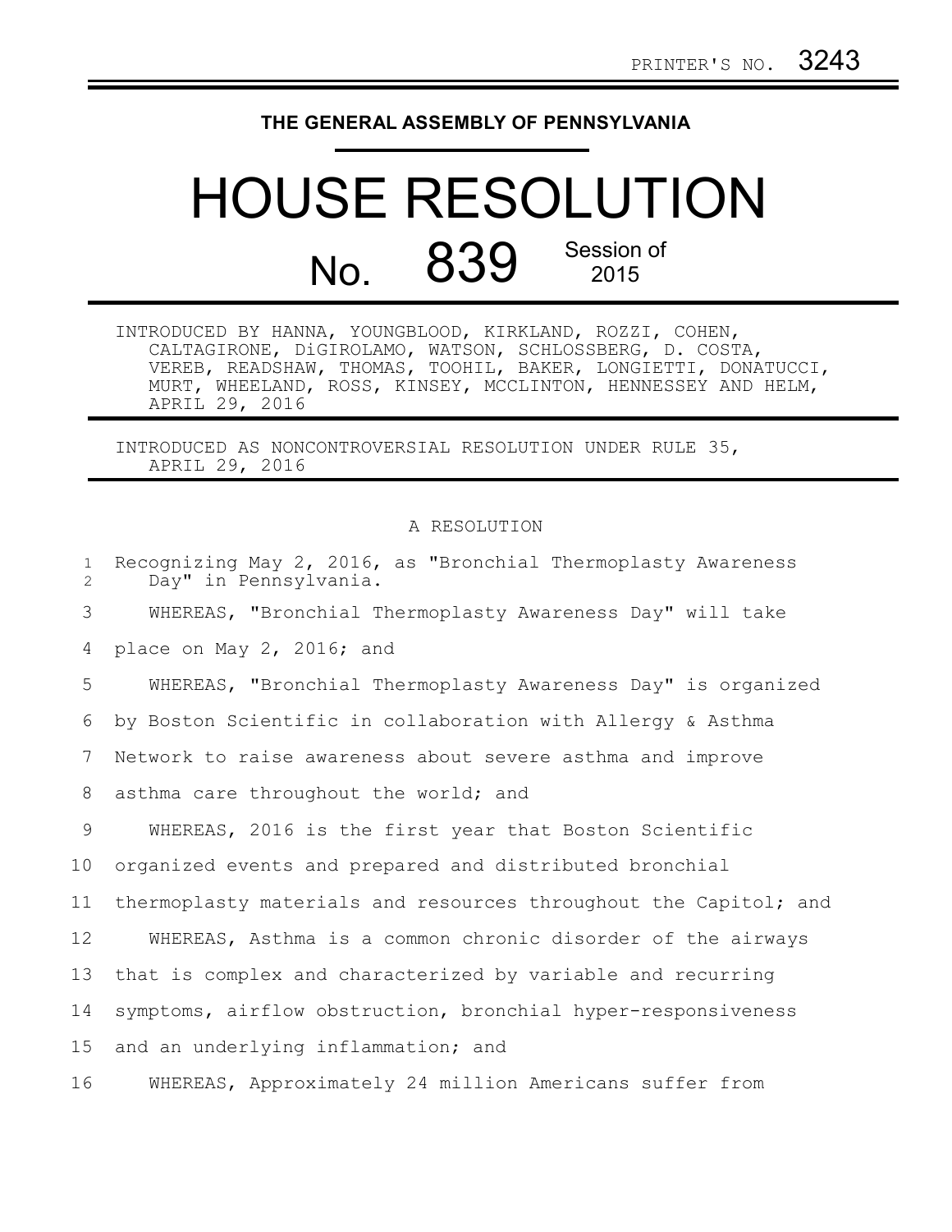PRINTER'S NO. 3243

**THE GENERAL ASSEMBLY OF PENNSYLVANIA**

# HOUSE RESOLUTION

## No. 839 Session of 2015

INTRODUCED BY HANNA, YOUNGBLOOD, KIRKLAND, ROZZI, COHEN, CALTAGIRONE, DiGIROLAMO, WATSON, SCHLOSSBERG, D. COSTA, VEREB, READSHAW, THOMAS, TOOHIL, BAKER, LONGIETTI, DONATUCCI, MURT, WHEELAND, ROSS, KINSEY, McCLINTON, HENNESSEY AND HELM, APRIL 29, 2016

INTRODUCED AS NONCONTROVERSIAL RESOLUTION UNDER RULE 35, APRIL 29, 2016

A RESOLUTION

1 Recognizing May 2, 2016, as "Bronchial Thermoplasty Awareness
2 Day" in Pennsylvania.

3 WHEREAS, "Bronchial Thermoplasty Awareness Day" will take
4 place on May 2, 2016; and

5 WHEREAS, "Bronchial Thermoplasty Awareness Day" is organized
6 by Boston Scientific in collaboration with Allergy & Asthma
7 Network to raise awareness about severe asthma and improve
8 asthma care throughout the world; and

9 WHEREAS, 2016 is the first year that Boston Scientific
10 organized events and prepared and distributed bronchial
11 thermoplasty materials and resources throughout the Capitol; and

12 WHEREAS, Asthma is a common chronic disorder of the airways
13 that is complex and characterized by variable and recurring
14 symptoms, airflow obstruction, bronchial hyper-responsiveness
15 and an underlying inflammation; and

16 WHEREAS, Approximately 24 million Americans suffer from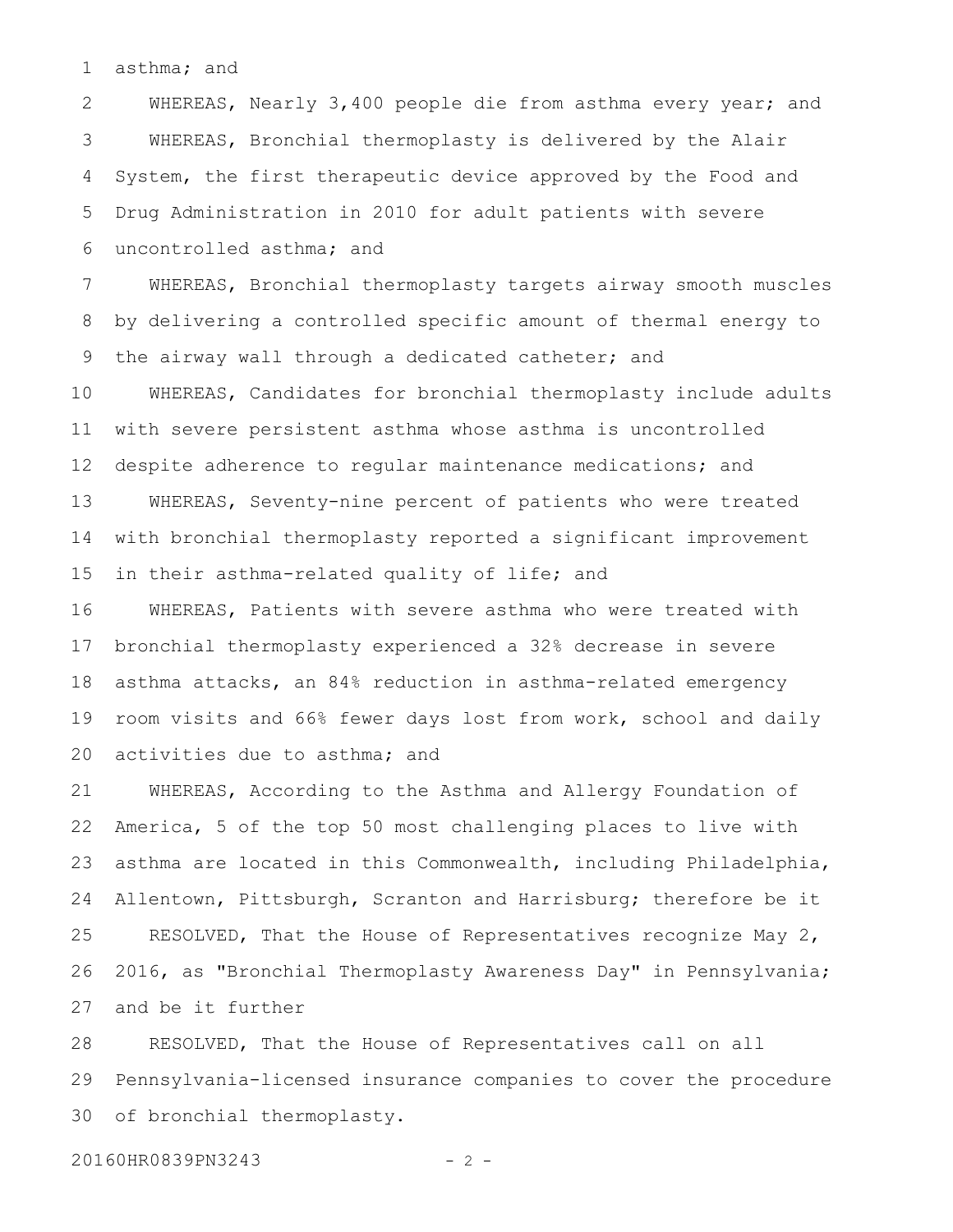asthma; and

WHEREAS, Nearly 3,400 people die from asthma every year; and

WHEREAS, Bronchial thermoplasty is delivered by the Alair System, the first therapeutic device approved by the Food and Drug Administration in 2010 for adult patients with severe uncontrolled asthma; and

WHEREAS, Bronchial thermoplasty targets airway smooth muscles by delivering a controlled specific amount of thermal energy to the airway wall through a dedicated catheter; and

WHEREAS, Candidates for bronchial thermoplasty include adults with severe persistent asthma whose asthma is uncontrolled despite adherence to regular maintenance medications; and

WHEREAS, Seventy-nine percent of patients who were treated with bronchial thermoplasty reported a significant improvement in their asthma-related quality of life; and

WHEREAS, Patients with severe asthma who were treated with bronchial thermoplasty experienced a 32% decrease in severe asthma attacks, an 84% reduction in asthma-related emergency room visits and 66% fewer days lost from work, school and daily activities due to asthma; and

WHEREAS, According to the Asthma and Allergy Foundation of America, 5 of the top 50 most challenging places to live with asthma are located in this Commonwealth, including Philadelphia, Allentown, Pittsburgh, Scranton and Harrisburg; therefore be it

RESOLVED, That the House of Representatives recognize May 2, 2016, as "Bronchial Thermoplasty Awareness Day" in Pennsylvania; and be it further

RESOLVED, That the House of Representatives call on all Pennsylvania-licensed insurance companies to cover the procedure of bronchial thermoplasty.